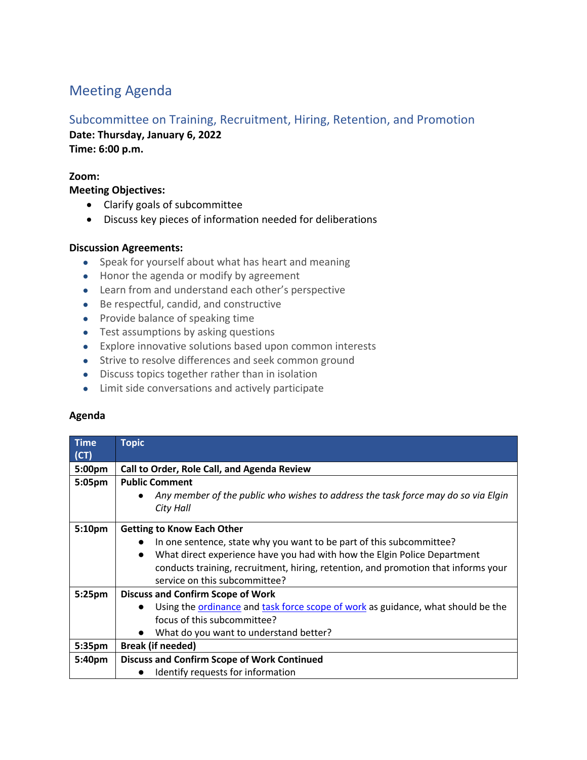# Meeting Agenda

## Subcommittee on Training, Recruitment, Hiring, Retention, and Promotion

**Date: Thursday, January 6, 2022**
**Time: 6:00 p.m.**

**Zoom:**
**Meeting Objectives:**

- Clarify goals of subcommittee
- Discuss key pieces of information needed for deliberations

**Discussion Agreements:**

- Speak for yourself about what has heart and meaning
- Honor the agenda or modify by agreement
- Learn from and understand each other's perspective
- Be respectful, candid, and constructive
- Provide balance of speaking time
- Test assumptions by asking questions
- Explore innovative solutions based upon common interests
- Strive to resolve differences and seek common ground
- Discuss topics together rather than in isolation
- Limit side conversations and actively participate

**Agenda**

| Time (CT) | Topic |
|---|---|
| 5:00pm | **Call to Order, Role Call, and Agenda Review** |
| 5:05pm | **Public Comment**<br>• *Any member of the public who wishes to address the task force may do so via Elgin City Hall* |
| 5:10pm | **Getting to Know Each Other**<br>• In one sentence, state why you want to be part of this subcommittee?<br>• What direct experience have you had with how the Elgin Police Department conducts training, recruitment, hiring, retention, and promotion that informs your service on this subcommittee? |
| 5:25pm | **Discuss and Confirm Scope of Work**<br>• Using the ordinance and task force scope of work as guidance, what should be the focus of this subcommittee?<br>• What do you want to understand better? |
| 5:35pm | **Break (if needed)** |
| 5:40pm | **Discuss and Confirm Scope of Work Continued**<br>• Identify requests for information |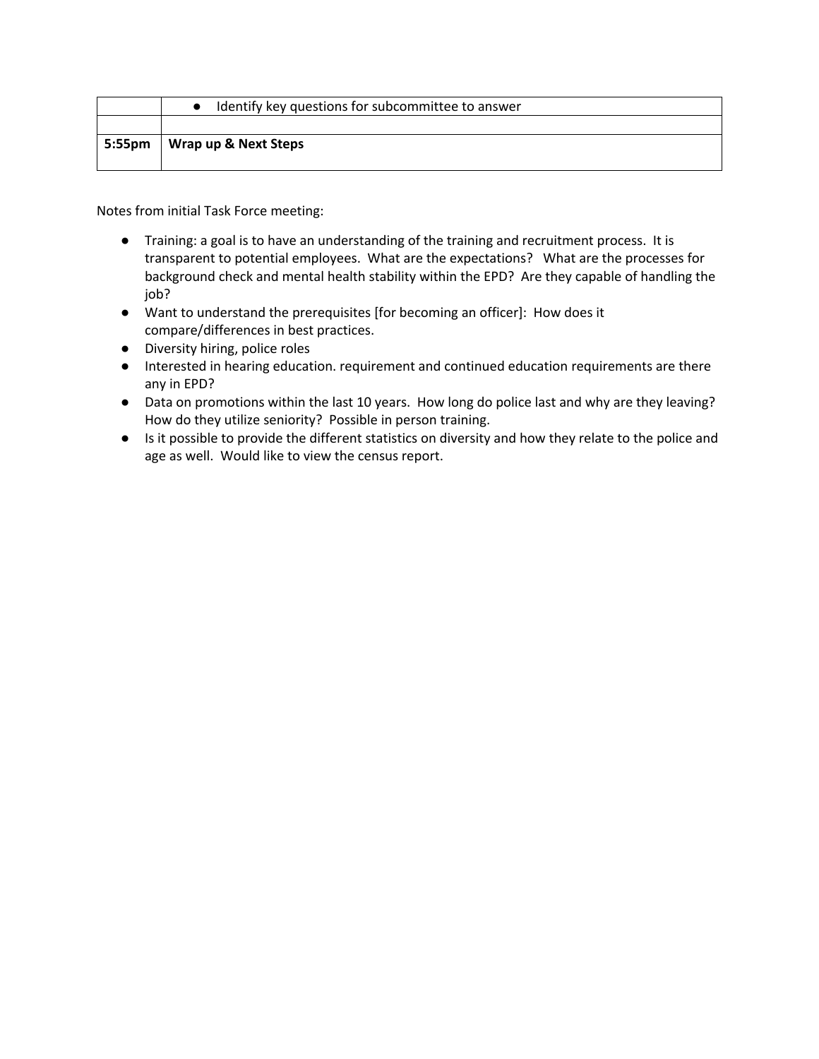| | |
|---|---|
| | • Identify key questions for subcommittee to answer |
| | |
| **5:55pm** | **Wrap up & Next Steps** |

Notes from initial Task Force meeting:

- Training: a goal is to have an understanding of the training and recruitment process. It is transparent to potential employees. What are the expectations? What are the processes for background check and mental health stability within the EPD? Are they capable of handling the job?
- Want to understand the prerequisites [for becoming an officer]: How does it compare/differences in best practices.
- Diversity hiring, police roles
- Interested in hearing education. requirement and continued education requirements are there any in EPD?
- Data on promotions within the last 10 years. How long do police last and why are they leaving? How do they utilize seniority? Possible in person training.
- Is it possible to provide the different statistics on diversity and how they relate to the police and age as well. Would like to view the census report.